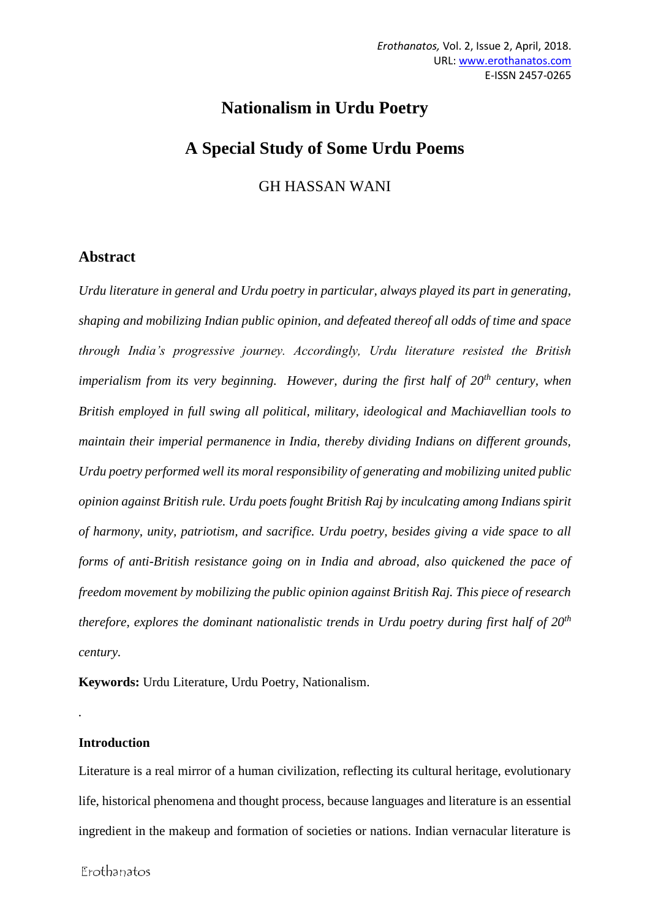# Nationalism in Urdu Poetry

## A Special Study of Some Urdu Poems

GH HASSAN WANI

## Abstract

*Urdu literature in general and Urdu poetry in particular, always played its part in generating, shaping and mobilizing Indian public opinion, and defeated thereof all odds of time and space through India's progressive journey. Accordingly, Urdu literature resisted the British imperialism from its very beginning. However, during the first half of 20th century, when British employed in full swing all political, military, ideological and Machiavellian tools to maintain their imperial permanence in India, thereby dividing Indians on different grounds, Urdu poetry performed well its moral responsibility of generating and mobilizing united public opinion against British rule. Urdu poets fought British Raj by inculcating among Indians spirit of harmony, unity, patriotism, and sacrifice. Urdu poetry, besides giving a vide space to all forms of anti-British resistance going on in India and abroad, also quickened the pace of freedom movement by mobilizing the public opinion against British Raj. This piece of research therefore, explores the dominant nationalistic trends in Urdu poetry during first half of 20th century.*

**Keywords:** Urdu Literature, Urdu Poetry, Nationalism.

.

**Introduction**

Literature is a real mirror of a human civilization, reflecting its cultural heritage, evolutionary life, historical phenomena and thought process, because languages and literature is an essential ingredient in the makeup and formation of societies or nations. Indian vernacular literature is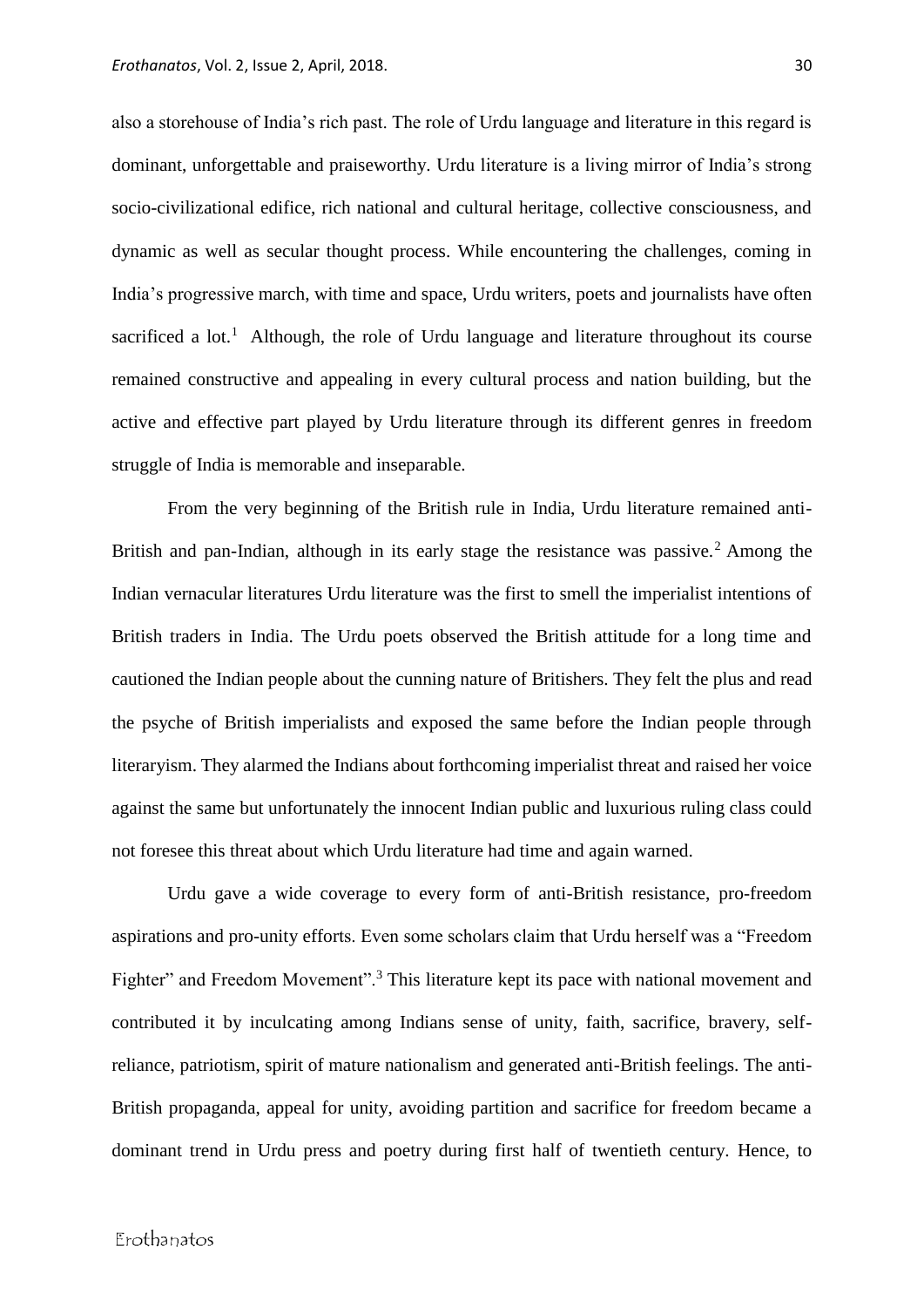also a storehouse of India's rich past. The role of Urdu language and literature in this regard is dominant, unforgettable and praiseworthy. Urdu literature is a living mirror of India's strong socio-civilizational edifice, rich national and cultural heritage, collective consciousness, and dynamic as well as secular thought process. While encountering the challenges, coming in India's progressive march, with time and space, Urdu writers, poets and journalists have often sacrificed a lot.[1] Although, the role of Urdu language and literature throughout its course remained constructive and appealing in every cultural process and nation building, but the active and effective part played by Urdu literature through its different genres in freedom struggle of India is memorable and inseparable.

From the very beginning of the British rule in India, Urdu literature remained anti-British and pan-Indian, although in its early stage the resistance was passive.[2] Among the Indian vernacular literatures Urdu literature was the first to smell the imperialist intentions of British traders in India. The Urdu poets observed the British attitude for a long time and cautioned the Indian people about the cunning nature of Britishers. They felt the plus and read the psyche of British imperialists and exposed the same before the Indian people through literaryism. They alarmed the Indians about forthcoming imperialist threat and raised her voice against the same but unfortunately the innocent Indian public and luxurious ruling class could not foresee this threat about which Urdu literature had time and again warned.

Urdu gave a wide coverage to every form of anti-British resistance, pro-freedom aspirations and pro-unity efforts. Even some scholars claim that Urdu herself was a "Freedom Fighter" and Freedom Movement".[3] This literature kept its pace with national movement and contributed it by inculcating among Indians sense of unity, faith, sacrifice, bravery, self-reliance, patriotism, spirit of mature nationalism and generated anti-British feelings. The anti-British propaganda, appeal for unity, avoiding partition and sacrifice for freedom became a dominant trend in Urdu press and poetry during first half of twentieth century. Hence, to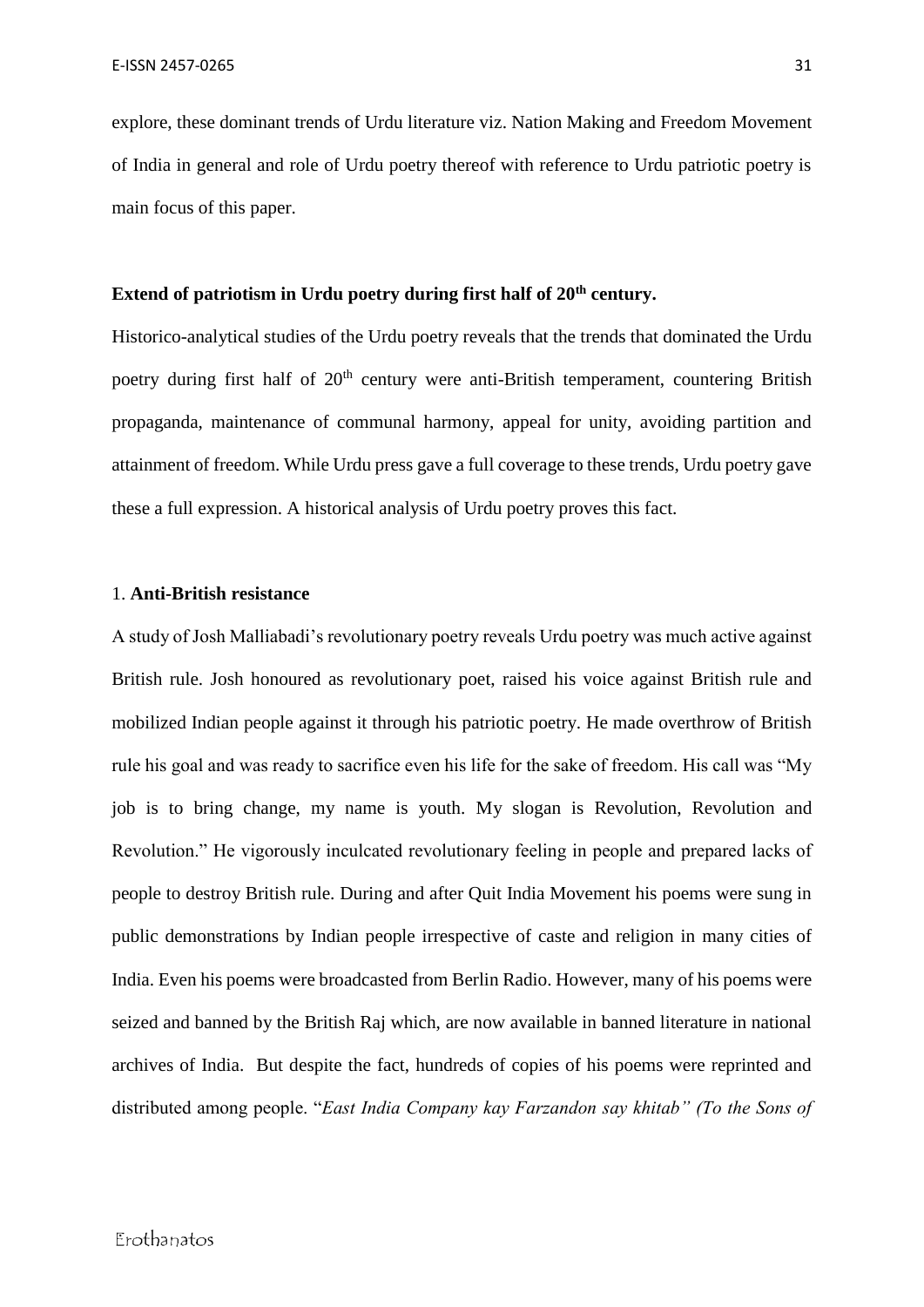explore, these dominant trends of Urdu literature viz. Nation Making and Freedom Movement of India in general and role of Urdu poetry thereof with reference to Urdu patriotic poetry is main focus of this paper.

### Extend of patriotism in Urdu poetry during first half of 20th century.

Historico-analytical studies of the Urdu poetry reveals that the trends that dominated the Urdu poetry during first half of 20th century were anti-British temperament, countering British propaganda, maintenance of communal harmony, appeal for unity, avoiding partition and attainment of freedom. While Urdu press gave a full coverage to these trends, Urdu poetry gave these a full expression. A historical analysis of Urdu poetry proves this fact.

1. **Anti-British resistance**

A study of Josh Malliabadi's revolutionary poetry reveals Urdu poetry was much active against British rule. Josh honoured as revolutionary poet, raised his voice against British rule and mobilized Indian people against it through his patriotic poetry. He made overthrow of British rule his goal and was ready to sacrifice even his life for the sake of freedom. His call was "My job is to bring change, my name is youth. My slogan is Revolution, Revolution and Revolution." He vigorously inculcated revolutionary feeling in people and prepared lacks of people to destroy British rule. During and after Quit India Movement his poems were sung in public demonstrations by Indian people irrespective of caste and religion in many cities of India. Even his poems were broadcasted from Berlin Radio. However, many of his poems were seized and banned by the British Raj which, are now available in banned literature in national archives of India. But despite the fact, hundreds of copies of his poems were reprinted and distributed among people. "*East India Company kay Farzandon say khitab" (To the Sons of*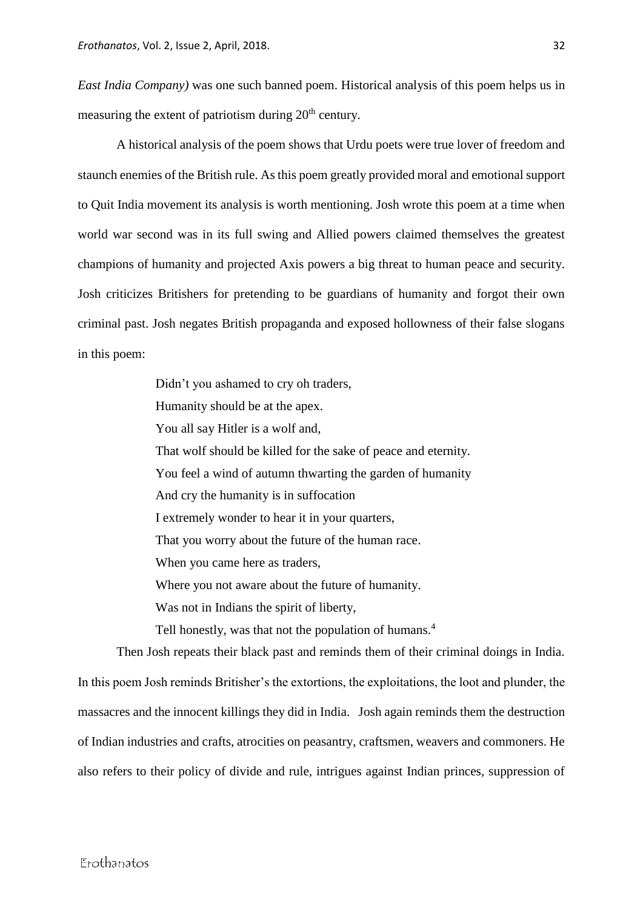*East India Company)* was one such banned poem. Historical analysis of this poem helps us in measuring the extent of patriotism during 20th century.

A historical analysis of the poem shows that Urdu poets were true lover of freedom and staunch enemies of the British rule. As this poem greatly provided moral and emotional support to Quit India movement its analysis is worth mentioning. Josh wrote this poem at a time when world war second was in its full swing and Allied powers claimed themselves the greatest champions of humanity and projected Axis powers a big threat to human peace and security. Josh criticizes Britishers for pretending to be guardians of humanity and forgot their own criminal past. Josh negates British propaganda and exposed hollowness of their false slogans in this poem:

> Didn't you ashamed to cry oh traders,
> Humanity should be at the apex.
> You all say Hitler is a wolf and,
> That wolf should be killed for the sake of peace and eternity.
> You feel a wind of autumn thwarting the garden of humanity
> And cry the humanity is in suffocation
> I extremely wonder to hear it in your quarters,
> That you worry about the future of the human race.
> When you came here as traders,
> Where you not aware about the future of humanity.
> Was not in Indians the spirit of liberty,
> Tell honestly, was that not the population of humans.[4]

Then Josh repeats their black past and reminds them of their criminal doings in India. In this poem Josh reminds Britisher's the extortions, the exploitations, the loot and plunder, the massacres and the innocent killings they did in India. Josh again reminds them the destruction of Indian industries and crafts, atrocities on peasantry, craftsmen, weavers and commoners. He also refers to their policy of divide and rule, intrigues against Indian princes, suppression of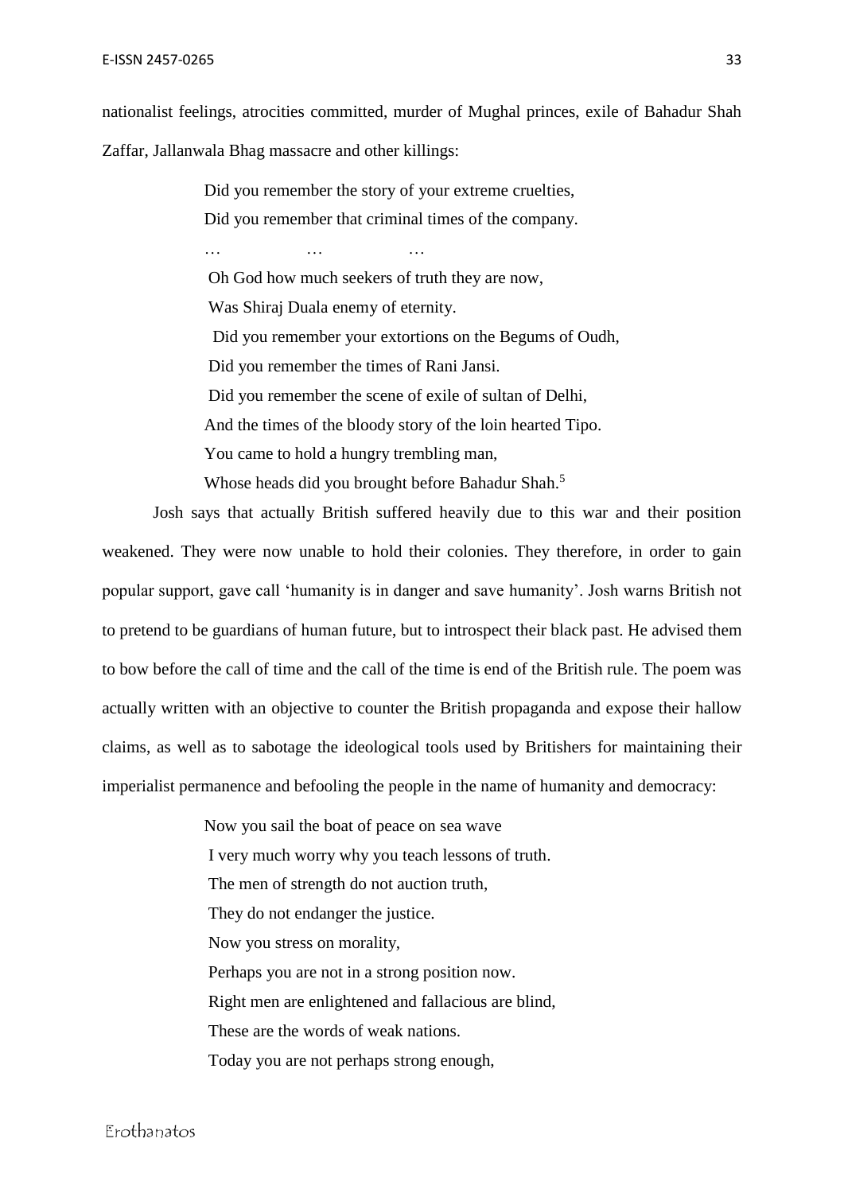nationalist feelings, atrocities committed, murder of Mughal princes, exile of Bahadur Shah Zaffar, Jallanwala Bhag massacre and other killings:

> Did you remember the story of your extreme cruelties,
> Did you remember that criminal times of the company.
> … … …
> Oh God how much seekers of truth they are now,
> Was Shiraj Duala enemy of eternity.
> Did you remember your extortions on the Begums of Oudh,
> Did you remember the times of Rani Jansi.
> Did you remember the scene of exile of sultan of Delhi,
> And the times of the bloody story of the loin hearted Tipo.
> You came to hold a hungry trembling man,
> Whose heads did you brought before Bahadur Shah.[5]

Josh says that actually British suffered heavily due to this war and their position weakened. They were now unable to hold their colonies. They therefore, in order to gain popular support, gave call 'humanity is in danger and save humanity'. Josh warns British not to pretend to be guardians of human future, but to introspect their black past. He advised them to bow before the call of time and the call of the time is end of the British rule. The poem was actually written with an objective to counter the British propaganda and expose their hallow claims, as well as to sabotage the ideological tools used by Britishers for maintaining their imperialist permanence and befooling the people in the name of humanity and democracy:

> Now you sail the boat of peace on sea wave
> I very much worry why you teach lessons of truth.
> The men of strength do not auction truth,
> They do not endanger the justice.
> Now you stress on morality,
> Perhaps you are not in a strong position now.
> Right men are enlightened and fallacious are blind,
> These are the words of weak nations.
> Today you are not perhaps strong enough,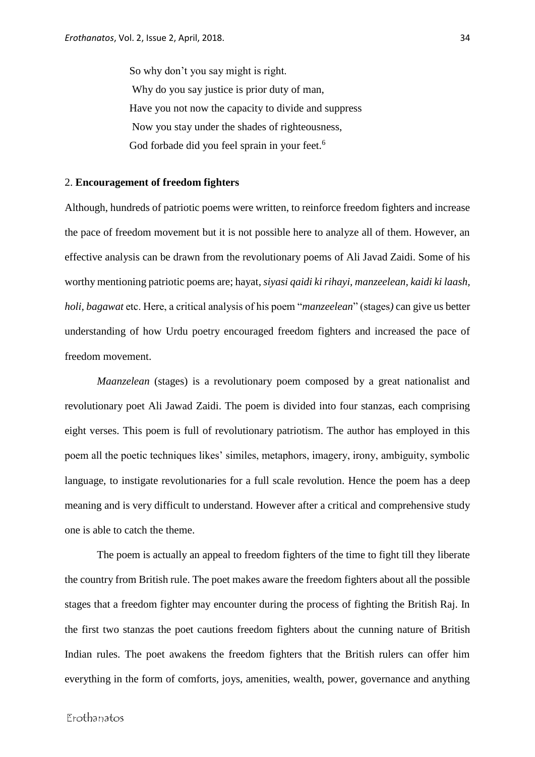So why don't you say might is right.
Why do you say justice is prior duty of man,
Have you not now the capacity to divide and suppress
Now you stay under the shades of righteousness,
God forbade did you feel sprain in your feet.[6]

2. **Encouragement of freedom fighters**

Although, hundreds of patriotic poems were written, to reinforce freedom fighters and increase the pace of freedom movement but it is not possible here to analyze all of them. However, an effective analysis can be drawn from the revolutionary poems of Ali Javad Zaidi. Some of his worthy mentioning patriotic poems are; hayat, *siyasi qaidi ki rihayi, manzeelean, kaidi ki laash, holi, bagawat* etc. Here, a critical analysis of his poem "*manzeelean*" (stages*)* can give us better understanding of how Urdu poetry encouraged freedom fighters and increased the pace of freedom movement.

*Maanzelean* (stages) is a revolutionary poem composed by a great nationalist and revolutionary poet Ali Jawad Zaidi. The poem is divided into four stanzas, each comprising eight verses. This poem is full of revolutionary patriotism. The author has employed in this poem all the poetic techniques likes' similes, metaphors, imagery, irony, ambiguity, symbolic language, to instigate revolutionaries for a full scale revolution. Hence the poem has a deep meaning and is very difficult to understand. However after a critical and comprehensive study one is able to catch the theme.

The poem is actually an appeal to freedom fighters of the time to fight till they liberate the country from British rule. The poet makes aware the freedom fighters about all the possible stages that a freedom fighter may encounter during the process of fighting the British Raj. In the first two stanzas the poet cautions freedom fighters about the cunning nature of British Indian rules. The poet awakens the freedom fighters that the British rulers can offer him everything in the form of comforts, joys, amenities, wealth, power, governance and anything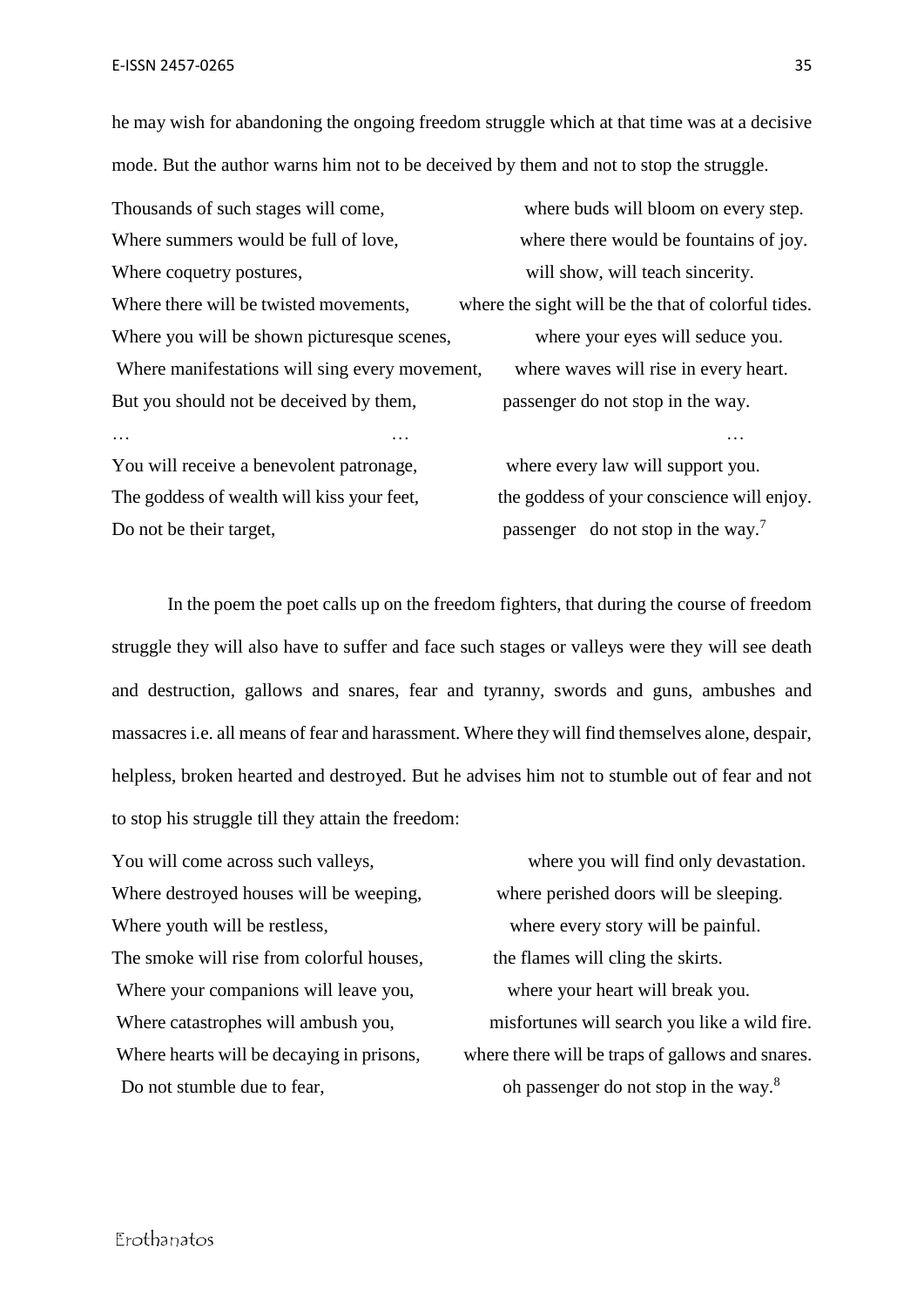he may wish for abandoning the ongoing freedom struggle which at that time was at a decisive mode. But the author warns him not to be deceived by them and not to stop the struggle.

Thousands of such stages will come, where buds will bloom on every step.
Where summers would be full of love, where there would be fountains of joy.
Where coquetry postures, will show, will teach sincerity.
Where there will be twisted movements, where the sight will be the that of colorful tides.
Where you will be shown picturesque scenes, where your eyes will seduce you.
Where manifestations will sing every movement, where waves will rise in every heart.
But you should not be deceived by them, passenger do not stop in the way.
… … …
You will receive a benevolent patronage, where every law will support you.
The goddess of wealth will kiss your feet, the goddess of your conscience will enjoy.
Do not be their target, passenger do not stop in the way.[7]

In the poem the poet calls up on the freedom fighters, that during the course of freedom struggle they will also have to suffer and face such stages or valleys were they will see death and destruction, gallows and snares, fear and tyranny, swords and guns, ambushes and massacres i.e. all means of fear and harassment. Where they will find themselves alone, despair, helpless, broken hearted and destroyed. But he advises him not to stumble out of fear and not to stop his struggle till they attain the freedom:

You will come across such valleys, where you will find only devastation.
Where destroyed houses will be weeping, where perished doors will be sleeping.
Where youth will be restless, where every story will be painful.
The smoke will rise from colorful houses, the flames will cling the skirts.
Where your companions will leave you, where your heart will break you.
Where catastrophes will ambush you, misfortunes will search you like a wild fire.
Where hearts will be decaying in prisons, where there will be traps of gallows and snares.
Do not stumble due to fear, oh passenger do not stop in the way.[8]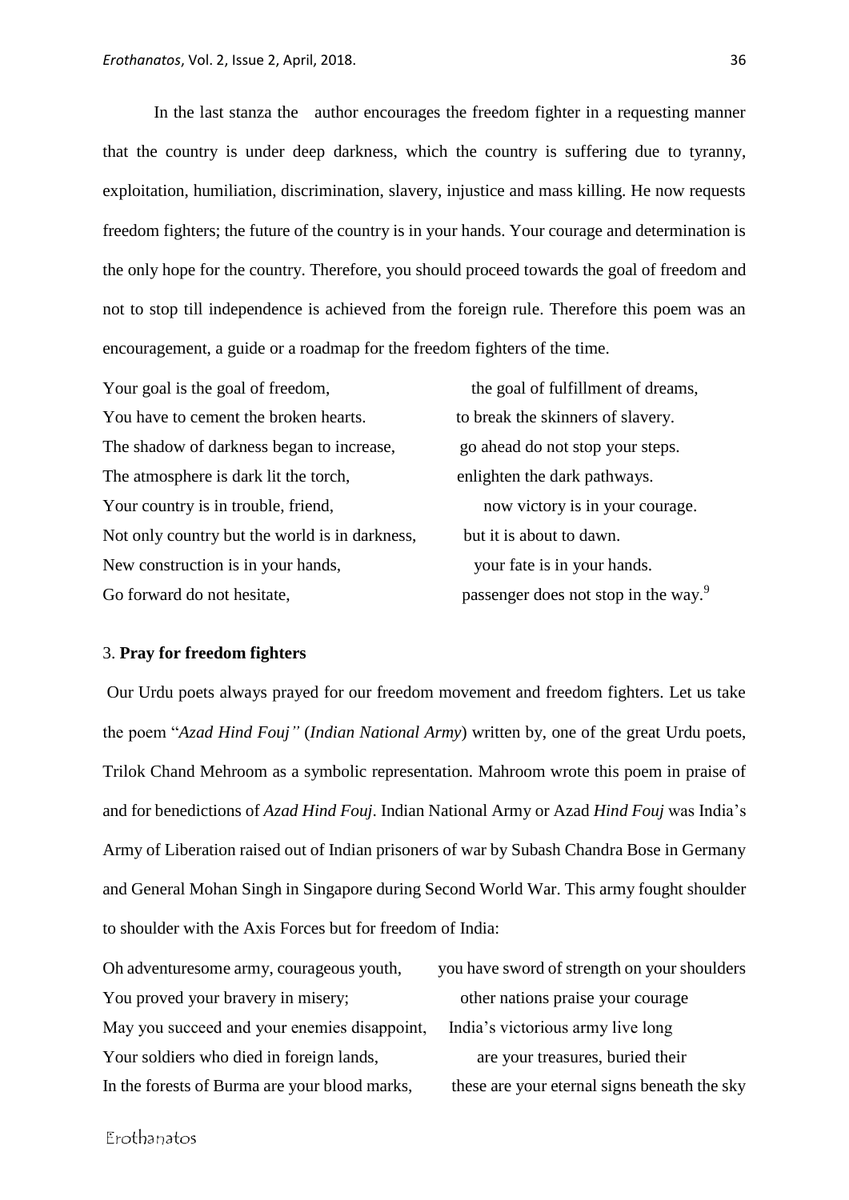In the last stanza the  author encourages the freedom fighter in a requesting manner that the country is under deep darkness, which the country is suffering due to tyranny, exploitation, humiliation, discrimination, slavery, injustice and mass killing. He now requests freedom fighters; the future of the country is in your hands. Your courage and determination is the only hope for the country. Therefore, you should proceed towards the goal of freedom and not to stop till independence is achieved from the foreign rule. Therefore this poem was an encouragement, a guide or a roadmap for the freedom fighters of the time.

Your goal is the goal of freedom, the goal of fulfillment of dreams,
You have to cement the broken hearts. to break the skinners of slavery.
The shadow of darkness began to increase, go ahead do not stop your steps.
The atmosphere is dark lit the torch, enlighten the dark pathways.
Your country is in trouble, friend, now victory is in your courage.
Not only country but the world is in darkness, but it is about to dawn.
New construction is in your hands, your fate is in your hands.
Go forward do not hesitate, passenger does not stop in the way.[9]

3. **Pray for freedom fighters**

Our Urdu poets always prayed for our freedom movement and freedom fighters. Let us take the poem "*Azad Hind Fouj"* (*Indian National Army*) written by, one of the great Urdu poets, Trilok Chand Mehroom as a symbolic representation. Mahroom wrote this poem in praise of and for benedictions of *Azad Hind Fouj*. Indian National Army or Azad *Hind Fouj* was India's Army of Liberation raised out of Indian prisoners of war by Subash Chandra Bose in Germany and General Mohan Singh in Singapore during Second World War. This army fought shoulder to shoulder with the Axis Forces but for freedom of India:

Oh adventuresome army, courageous youth, you have sword of strength on your shoulders
You proved your bravery in misery; other nations praise your courage
May you succeed and your enemies disappoint, India's victorious army live long
Your soldiers who died in foreign lands, are your treasures, buried their
In the forests of Burma are your blood marks, these are your eternal signs beneath the sky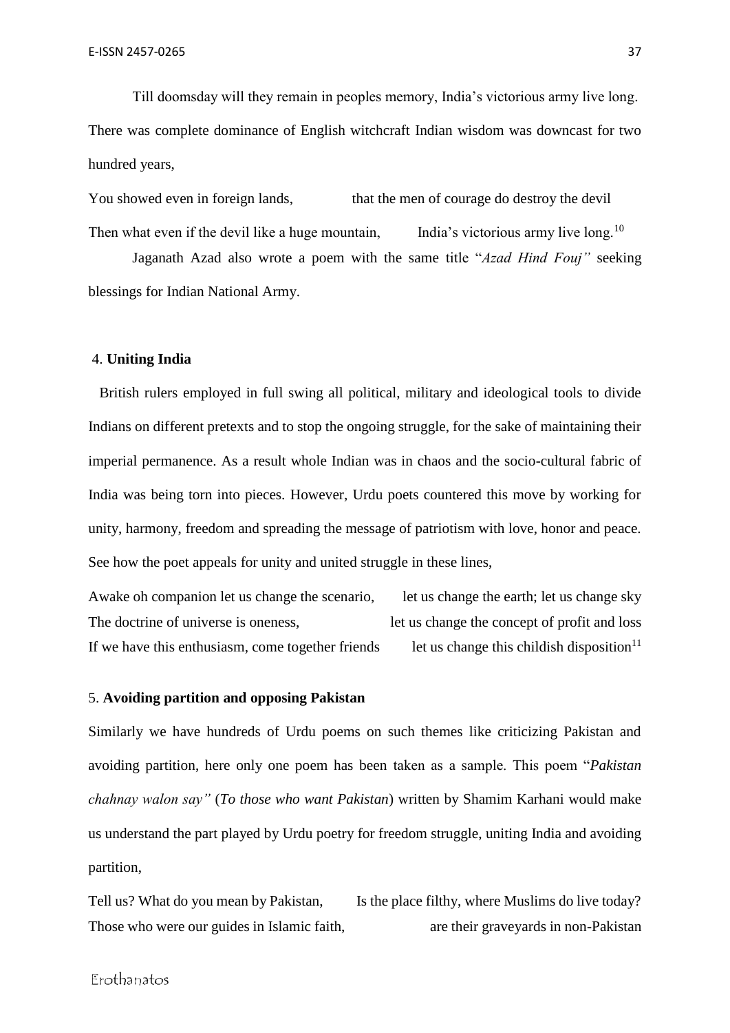Till doomsday will they remain in peoples memory, India's victorious army live long.

There was complete dominance of English witchcraft Indian wisdom was downcast for two hundred years,

You showed even in foreign lands, that the men of courage do destroy the devil

Then what even if the devil like a huge mountain, India's victorious army live long.[10]

Jaganath Azad also wrote a poem with the same title "*Azad Hind Fouj"* seeking blessings for Indian National Army.

### 4. **Uniting India**

British rulers employed in full swing all political, military and ideological tools to divide Indians on different pretexts and to stop the ongoing struggle, for the sake of maintaining their imperial permanence. As a result whole Indian was in chaos and the socio-cultural fabric of India was being torn into pieces. However, Urdu poets countered this move by working for unity, harmony, freedom and spreading the message of patriotism with love, honor and peace. See how the poet appeals for unity and united struggle in these lines,

Awake oh companion let us change the scenario, let us change the earth; let us change sky
The doctrine of universe is oneness, let us change the concept of profit and loss
If we have this enthusiasm, come together friends let us change this childish disposition[11]

### 5. **Avoiding partition and opposing Pakistan**

Similarly we have hundreds of Urdu poems on such themes like criticizing Pakistan and avoiding partition, here only one poem has been taken as a sample. This poem "*Pakistan chahnay walon say"* (*To those who want Pakistan*) written by Shamim Karhani would make us understand the part played by Urdu poetry for freedom struggle, uniting India and avoiding partition,

Tell us? What do you mean by Pakistan, Is the place filthy, where Muslims do live today?
Those who were our guides in Islamic faith, are their graveyards in non-Pakistan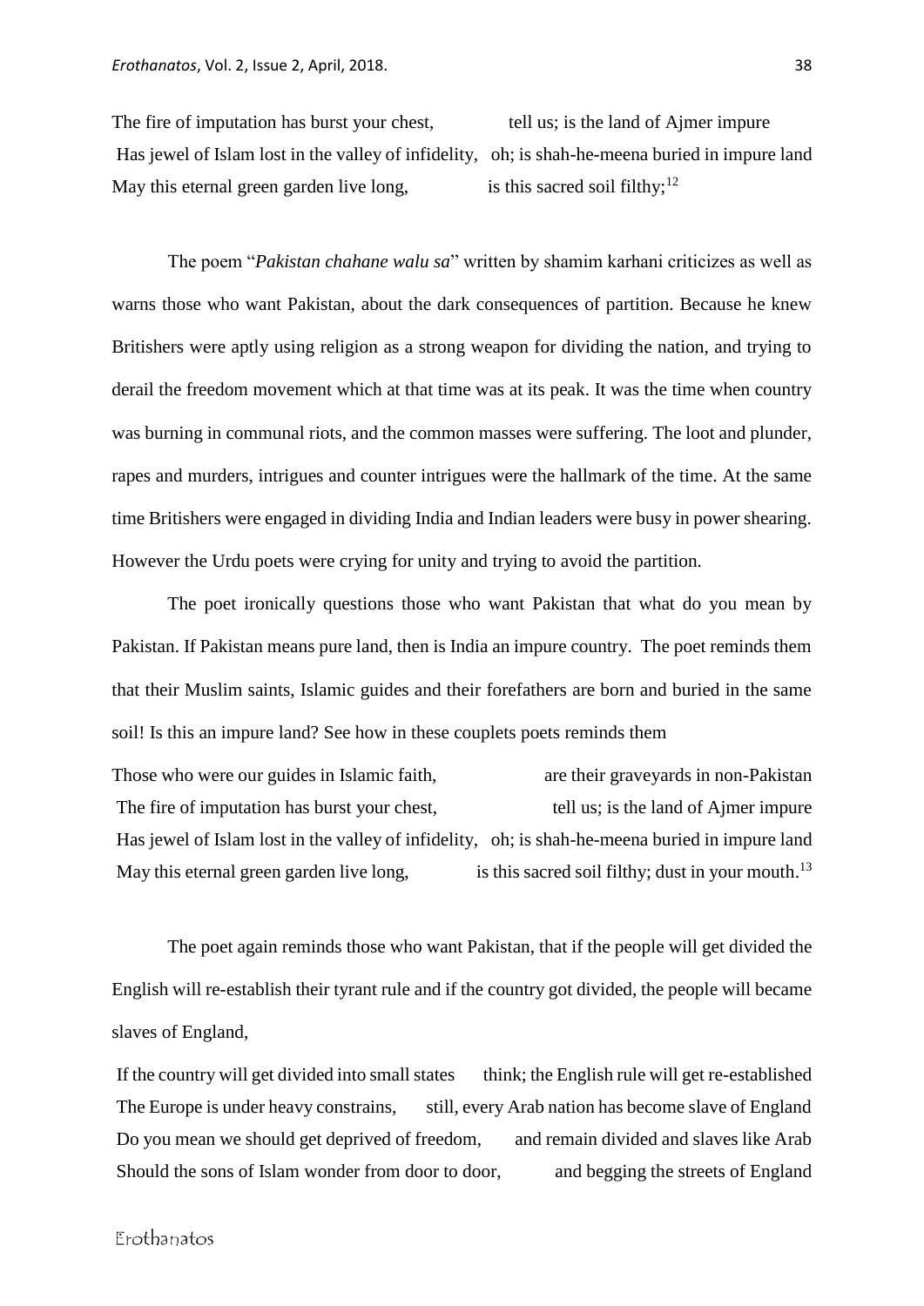The fire of imputation has burst your chest, tell us; is the land of Ajmer impure
Has jewel of Islam lost in the valley of infidelity, oh; is shah-he-meena buried in impure land
May this eternal green garden live long, is this sacred soil filthy;[12]

The poem "*Pakistan chahane walu sa*" written by shamim karhani criticizes as well as warns those who want Pakistan, about the dark consequences of partition. Because he knew Britishers were aptly using religion as a strong weapon for dividing the nation, and trying to derail the freedom movement which at that time was at its peak. It was the time when country was burning in communal riots, and the common masses were suffering. The loot and plunder, rapes and murders, intrigues and counter intrigues were the hallmark of the time. At the same time Britishers were engaged in dividing India and Indian leaders were busy in power shearing. However the Urdu poets were crying for unity and trying to avoid the partition.

The poet ironically questions those who want Pakistan that what do you mean by Pakistan. If Pakistan means pure land, then is India an impure country. The poet reminds them that their Muslim saints, Islamic guides and their forefathers are born and buried in the same soil! Is this an impure land? See how in these couplets poets reminds them

Those who were our guides in Islamic faith, are their graveyards in non-Pakistan
The fire of imputation has burst your chest, tell us; is the land of Ajmer impure
Has jewel of Islam lost in the valley of infidelity, oh; is shah-he-meena buried in impure land
May this eternal green garden live long, is this sacred soil filthy; dust in your mouth.[13]

The poet again reminds those who want Pakistan, that if the people will get divided the English will re-establish their tyrant rule and if the country got divided, the people will became slaves of England,

If the country will get divided into small states think; the English rule will get re-established
The Europe is under heavy constrains, still, every Arab nation has become slave of England
Do you mean we should get deprived of freedom, and remain divided and slaves like Arab
Should the sons of Islam wonder from door to door, and begging the streets of England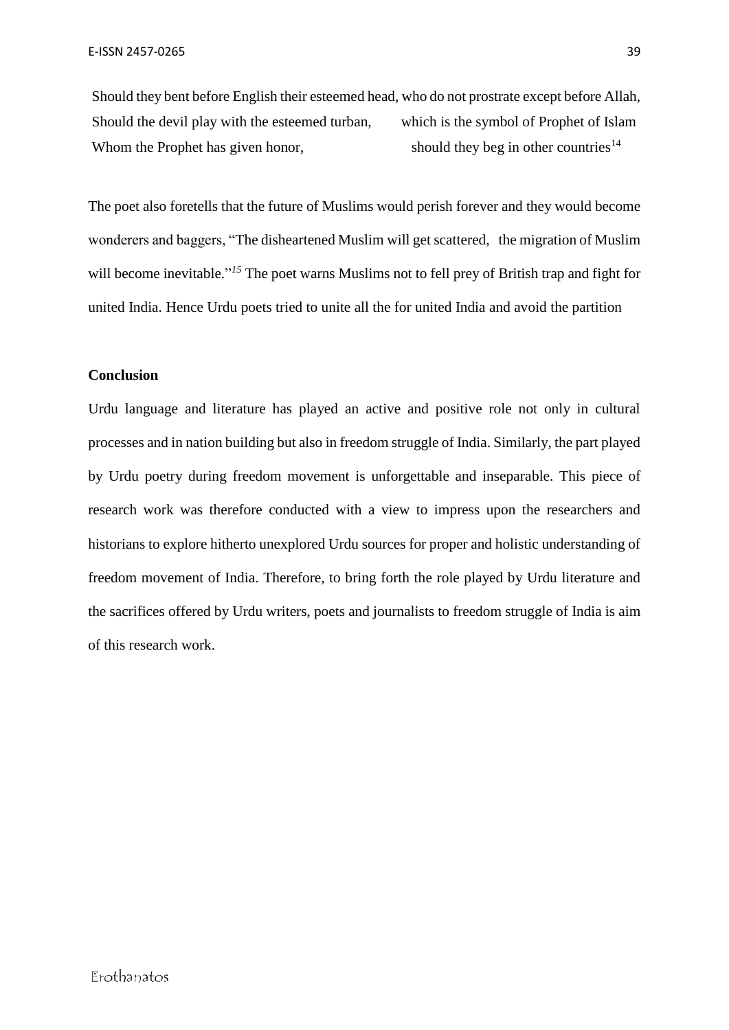Should they bent before English their esteemed head, who do not prostrate except before Allah,
Should the devil play with the esteemed turban, which is the symbol of Prophet of Islam
Whom the Prophet has given honor, should they beg in other countries[14]

The poet also foretells that the future of Muslims would perish forever and they would become wonderers and baggers, "The disheartened Muslim will get scattered, the migration of Muslim will become inevitable."[15] The poet warns Muslims not to fell prey of British trap and fight for united India. Hence Urdu poets tried to unite all the for united India and avoid the partition

**Conclusion**

Urdu language and literature has played an active and positive role not only in cultural processes and in nation building but also in freedom struggle of India. Similarly, the part played by Urdu poetry during freedom movement is unforgettable and inseparable. This piece of research work was therefore conducted with a view to impress upon the researchers and historians to explore hitherto unexplored Urdu sources for proper and holistic understanding of freedom movement of India. Therefore, to bring forth the role played by Urdu literature and the sacrifices offered by Urdu writers, poets and journalists to freedom struggle of India is aim of this research work.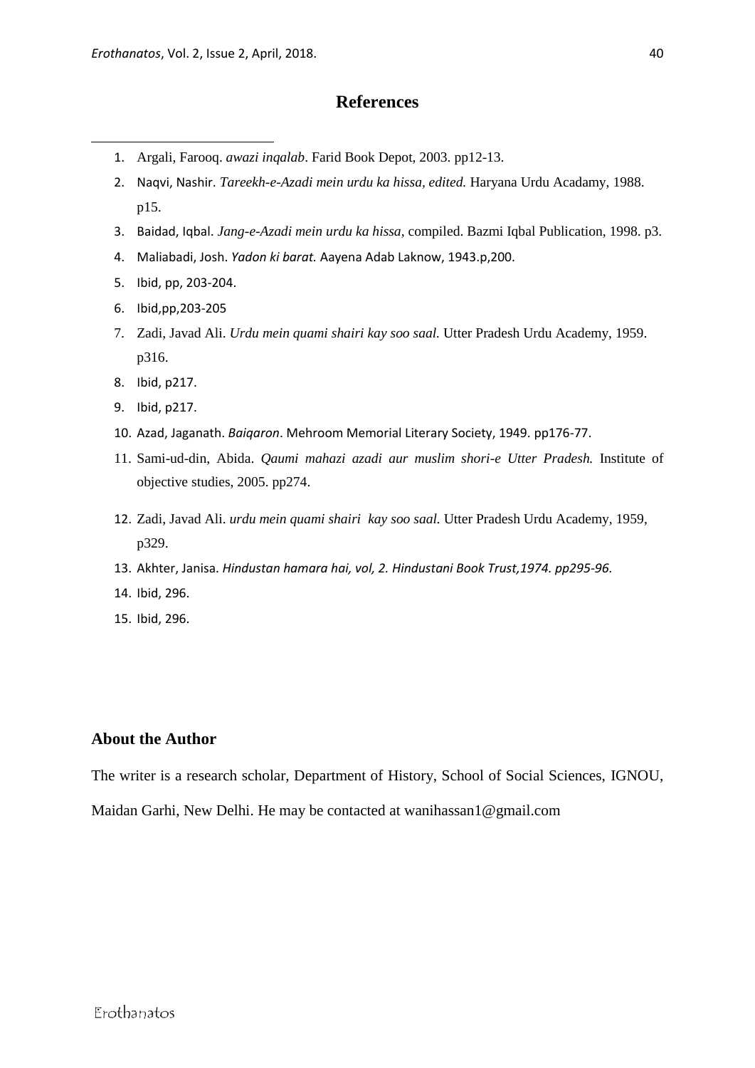## References

1. Argali, Farooq. *awazi inqalab*. Farid Book Depot, 2003. pp12-13.
2. Naqvi, Nashir. *Tareekh-e-Azadi mein urdu ka hissa, edited.* Haryana Urdu Acadamy, 1988. p15.
3. Baidad, Iqbal. *Jang-e-Azadi mein urdu ka hissa*, compiled. Bazmi Iqbal Publication, 1998. p3.
4. Maliabadi, Josh. *Yadon ki barat.* Aayena Adab Laknow, 1943.p,200.
5. Ibid, pp, 203-204.
6. Ibid,pp,203-205
7. Zadi, Javad Ali. *Urdu mein quami shairi kay soo saal.* Utter Pradesh Urdu Academy, 1959. p316.
8. Ibid, p217.
9. Ibid, p217.
10. Azad, Jaganath. *Baiqaron*. Mehroom Memorial Literary Society, 1949. pp176-77.
11. Sami-ud-din, Abida. *Qaumi mahazi azadi aur muslim shori-e Utter Pradesh.* Institute of objective studies, 2005. pp274.
12. Zadi, Javad Ali. *urdu mein quami shairi kay soo saal.* Utter Pradesh Urdu Academy, 1959, p329.
13. Akhter, Janisa. *Hindustan hamara hai, vol, 2. Hindustani Book Trust,1974. pp295-96.*
14. Ibid, 296.
15. Ibid, 296.

### About the Author

The writer is a research scholar, Department of History, School of Social Sciences, IGNOU, Maidan Garhi, New Delhi. He may be contacted at wanihassan1@gmail.com